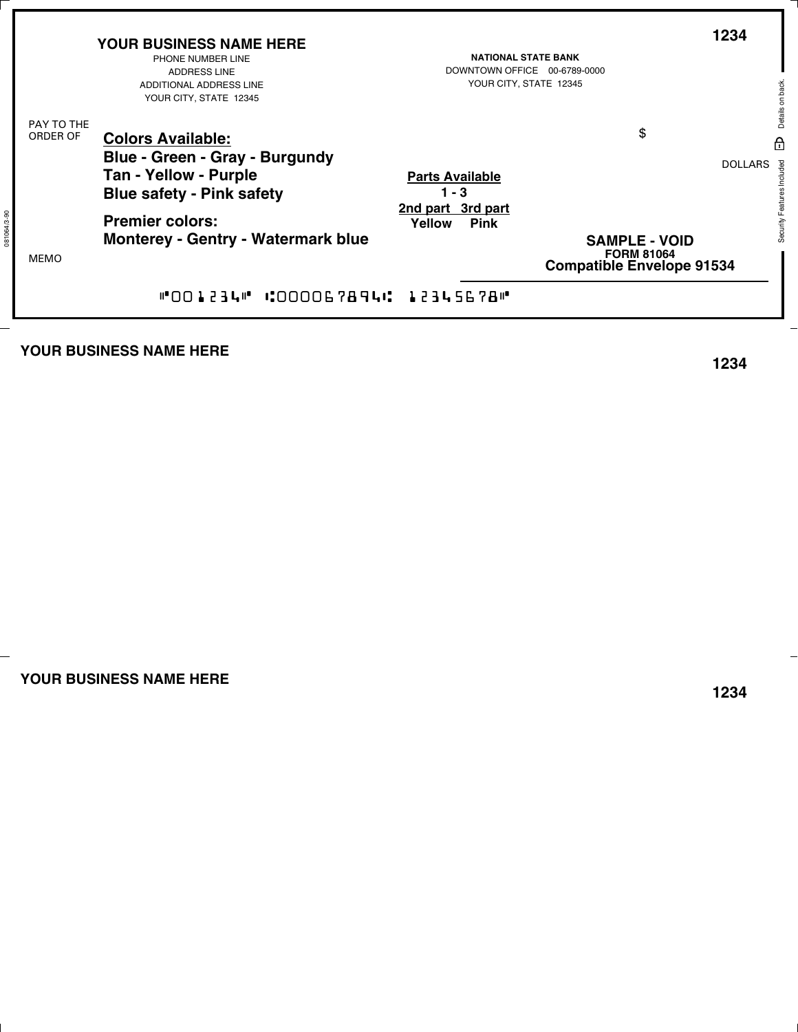**YOUR BUSINESS NAME HERE**
PHONE NUMBER LINE
ADDRESS LINE
ADDITIONAL ADDRESS LINE
YOUR CITY, STATE 12345

**NATIONAL STATE BANK**
DOWNTOWN OFFICE 00-6789-0000
YOUR CITY, STATE 12345

**1234**

PAY TO THE ORDER OF

**Colors Available:**
**Blue - Green - Gray - Burgundy**
**Tan - Yellow - Purple**
**Blue safety - Pink safety**

**Premier colors:**
**Monterey - Gentry - Watermark blue**

$

DOLLARS

**Parts Available**
**1 - 3**

| 2nd part | 3rd part |
|---|---|
| Yellow | Pink |

**SAMPLE - VOID**
**FORM 81064**
**Compatible Envelope 91534**

MEMO

⑈001234⑈ ⑆000067894⑆ 12345678⑈

Security Features Included. Details on back.

081064-3-90

**YOUR BUSINESS NAME HERE**

**1234**

**YOUR BUSINESS NAME HERE**

**1234**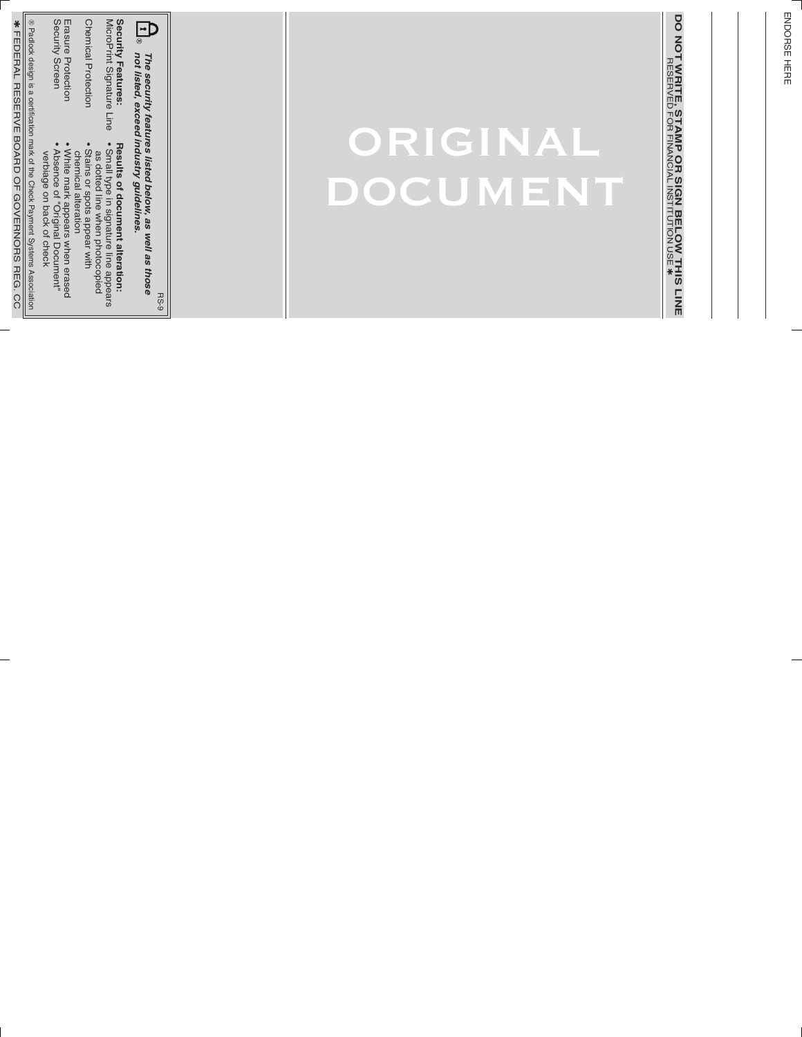ENDORSE HERE

**DO NOT WRITE, STAMP OR SIGN BELOW THIS LINE**
RESERVED FOR FINANCIAL INSTITUTION USE *

ORIGINAL DOCUMENT

RS-9

***The security features listed below, as well as those not listed, exceed industry guidelines.***

| **Security Features:** | **Results of document alteration:** |
| --- | --- |
| MicroPrint Signature Line | • Small type in signature line appears as dotted line when photocopied |
| Chemical Protection | • Stains or spots appear with chemical alteration |
| Erasure Protection | • White mark appears when erased |
| Security Screen | • Absence of "Original Document" verbiage on back of check |

® Padlock design is a certification mark of the Check Payment Systems Association

* FEDERAL RESERVE BOARD OF GOVERNORS REG. CC